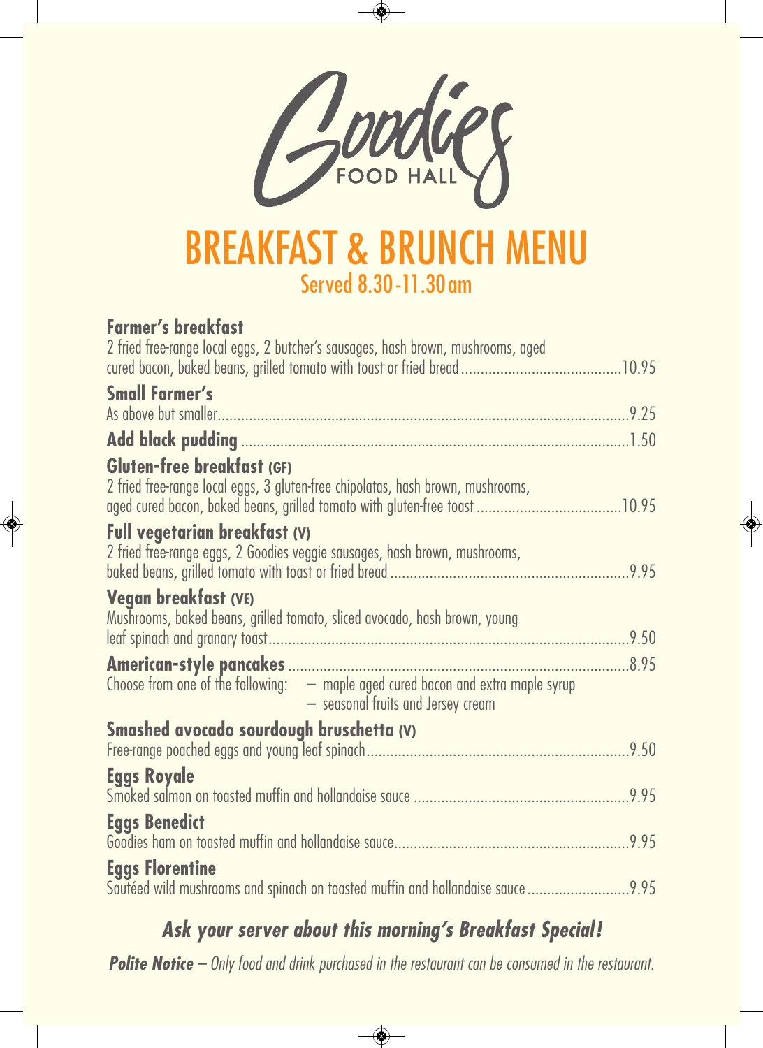# Goodies FOOD HALL

## BREAKFAST & BRUNCH MENU

Served 8.30-11.30am

**Farmer's breakfast**
2 fried free-range local eggs, 2 butcher's sausages, hash brown, mushrooms, aged cured bacon, baked beans, grilled tomato with toast or fried bread ........ 10.95

**Small Farmer's**
As above but smaller ........ 9.25

**Add black pudding** ........ 1.50

**Gluten-free breakfast (GF)**
2 fried free-range local eggs, 3 gluten-free chipolatas, hash brown, mushrooms, aged cured bacon, baked beans, grilled tomato with gluten-free toast ........ 10.95

**Full vegetarian breakfast (V)**
2 fried free-range eggs, 2 Goodies veggie sausages, hash brown, mushrooms, baked beans, grilled tomato with toast or fried bread ........ 9.95

**Vegan breakfast (VE)**
Mushrooms, baked beans, grilled tomato, sliced avocado, hash brown, young leaf spinach and granary toast ........ 9.50

**American-style pancakes** ........ 8.95
Choose from one of the following:
- maple aged cured bacon and extra maple syrup
- seasonal fruits and Jersey cream

**Smashed avocado sourdough bruschetta (V)**
Free-range poached eggs and young leaf spinach ........ 9.50

**Eggs Royale**
Smoked salmon on toasted muffin and hollandaise sauce ........ 9.95

**Eggs Benedict**
Goodies ham on toasted muffin and hollandaise sauce ........ 9.95

**Eggs Florentine**
Sautéed wild mushrooms and spinach on toasted muffin and hollandaise sauce ........ 9.95

***Ask your server about this morning's Breakfast Special!***

***Polite Notice** – Only food and drink purchased in the restaurant can be consumed in the restaurant.*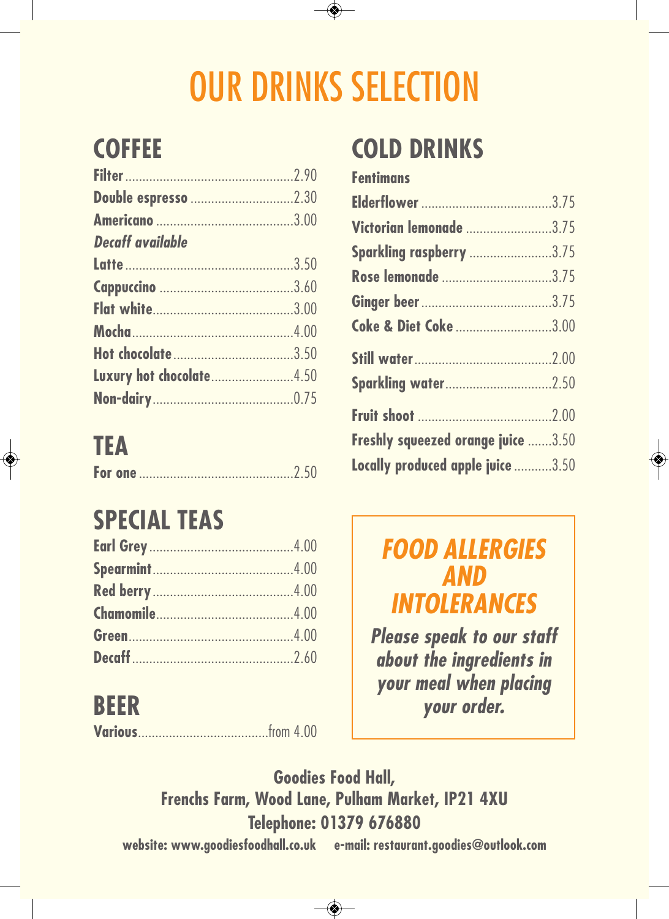# OUR DRINKS SELECTION

## COFFEE

| | |
|---|---|
| Filter | 2.90 |
| Double espresso | 2.30 |
| Americano | 3.00 |
| *Decaff available* | |
| Latte | 3.50 |
| Cappuccino | 3.60 |
| Flat white | 3.00 |
| Mocha | 4.00 |
| Hot chocolate | 3.50 |
| Luxury hot chocolate | 4.50 |
| Non-dairy | 0.75 |

## TEA

| | |
|---|---|
| For one | 2.50 |

## SPECIAL TEAS

| | |
|---|---|
| Earl Grey | 4.00 |
| Spearmint | 4.00 |
| Red berry | 4.00 |
| Chamomile | 4.00 |
| Green | 4.00 |
| Decaff | 2.60 |

## BEER

| | |
|---|---|
| Various | from 4.00 |

## COLD DRINKS

**Fentimans**

| | |
|---|---|
| Elderflower | 3.75 |
| Victorian lemonade | 3.75 |
| Sparkling raspberry | 3.75 |
| Rose lemonade | 3.75 |
| Ginger beer | 3.75 |
| Coke & Diet Coke | 3.00 |
| Still water | 2.00 |
| Sparkling water | 2.50 |
| Fruit shoot | 2.00 |
| Freshly squeezed orange juice | 3.50 |
| Locally produced apple juice | 3.50 |

### *FOOD ALLERGIES AND INTOLERANCES*

***Please speak to our staff about the ingredients in your meal when placing your order.***

**Goodies Food Hall,**
**Frenchs Farm, Wood Lane, Pulham Market, IP21 4XU**
**Telephone: 01379 676880**
**website: www.goodiesfoodhall.co.uk e-mail: restaurant.goodies@outlook.com**